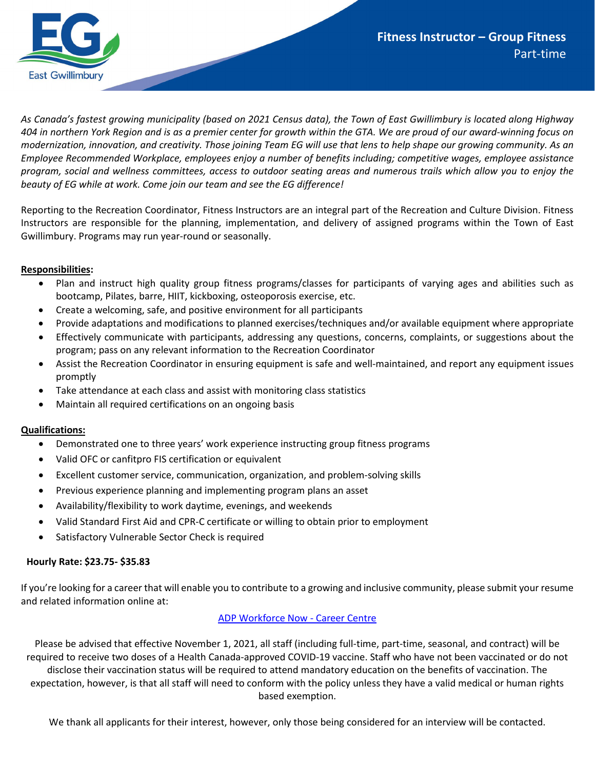East Gwillimbury

# Fitness Instructor – Group Fitness

Part-time

*As Canada's fastest growing municipality (based on 2021 Census data), the Town of East Gwillimbury is located along Highway 404 in northern York Region and is as a premier center for growth within the GTA. We are proud of our award-winning focus on modernization, innovation, and creativity. Those joining Team EG will use that lens to help shape our growing community. As an Employee Recommended Workplace, employees enjoy a number of benefits including; competitive wages, employee assistance program, social and wellness committees, access to outdoor seating areas and numerous trails which allow you to enjoy the beauty of EG while at work. Come join our team and see the EG difference!*

Reporting to the Recreation Coordinator, Fitness Instructors are an integral part of the Recreation and Culture Division. Fitness Instructors are responsible for the planning, implementation, and delivery of assigned programs within the Town of East Gwillimbury. Programs may run year-round or seasonally.

**Responsibilities:**

- Plan and instruct high quality group fitness programs/classes for participants of varying ages and abilities such as bootcamp, Pilates, barre, HIIT, kickboxing, osteoporosis exercise, etc.
- Create a welcoming, safe, and positive environment for all participants
- Provide adaptations and modifications to planned exercises/techniques and/or available equipment where appropriate
- Effectively communicate with participants, addressing any questions, concerns, complaints, or suggestions about the program; pass on any relevant information to the Recreation Coordinator
- Assist the Recreation Coordinator in ensuring equipment is safe and well-maintained, and report any equipment issues promptly
- Take attendance at each class and assist with monitoring class statistics
- Maintain all required certifications on an ongoing basis

**Qualifications:**

- Demonstrated one to three years' work experience instructing group fitness programs
- Valid OFC or canfitpro FIS certification or equivalent
- Excellent customer service, communication, organization, and problem-solving skills
- Previous experience planning and implementing program plans an asset
- Availability/flexibility to work daytime, evenings, and weekends
- Valid Standard First Aid and CPR-C certificate or willing to obtain prior to employment
- Satisfactory Vulnerable Sector Check is required

**Hourly Rate: $23.75- $35.83**

If you're looking for a career that will enable you to contribute to a growing and inclusive community, please submit your resume and related information online at:

ADP Workforce Now - Career Centre

Please be advised that effective November 1, 2021, all staff (including full-time, part-time, seasonal, and contract) will be required to receive two doses of a Health Canada-approved COVID-19 vaccine. Staff who have not been vaccinated or do not disclose their vaccination status will be required to attend mandatory education on the benefits of vaccination. The expectation, however, is that all staff will need to conform with the policy unless they have a valid medical or human rights based exemption.

We thank all applicants for their interest, however, only those being considered for an interview will be contacted.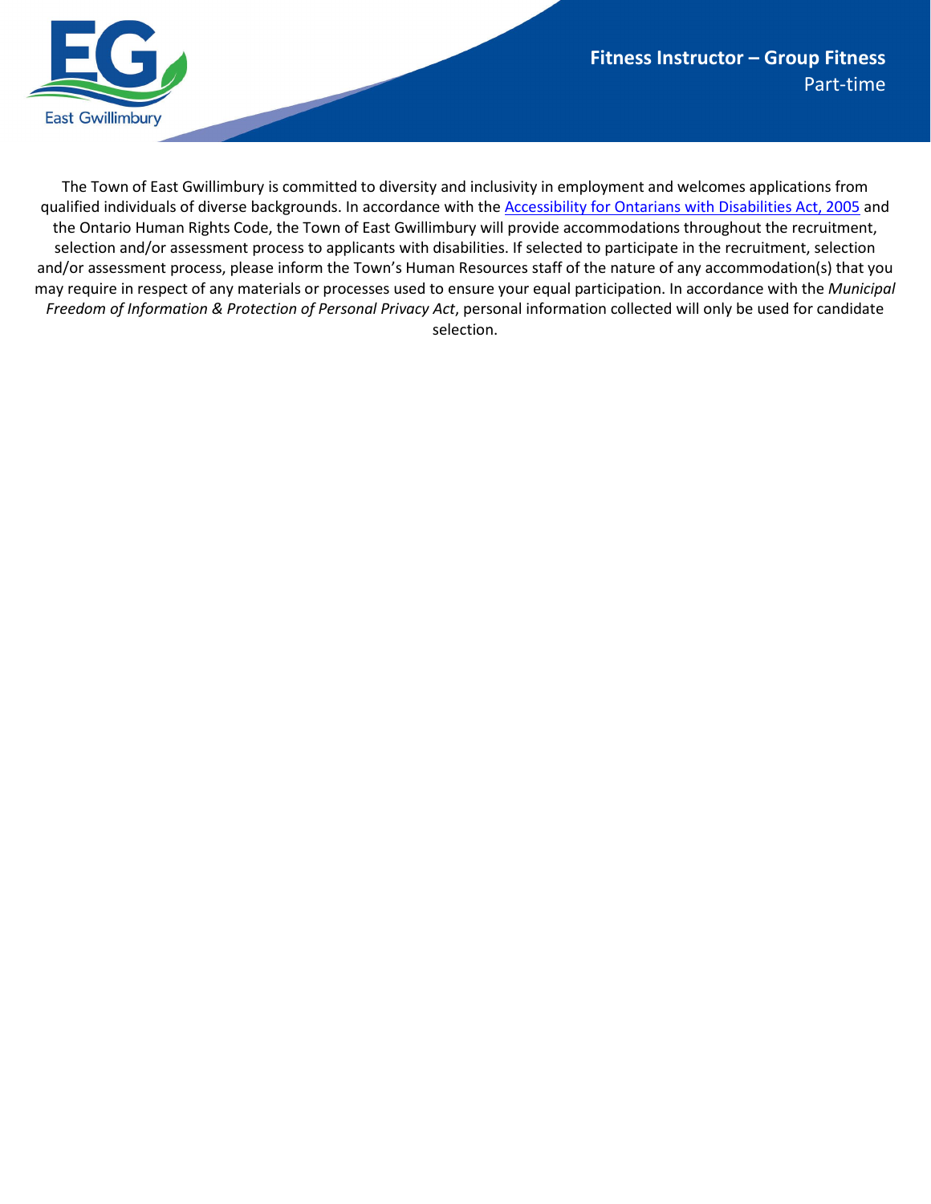The Town of East Gwillimbury is committed to diversity and inclusivity in employment and welcomes applications from qualified individuals of diverse backgrounds. In accordance with the [Accessibility for Ontarians with Disabilities Act, 2005] and the Ontario Human Rights Code, the Town of East Gwillimbury will provide accommodations throughout the recruitment, selection and/or assessment process to applicants with disabilities. If selected to participate in the recruitment, selection and/or assessment process, please inform the Town's Human Resources staff of the nature of any accommodation(s) that you may require in respect of any materials or processes used to ensure your equal participation. In accordance with the *Municipal Freedom of Information & Protection of Personal Privacy Act*, personal information collected will only be used for candidate selection.